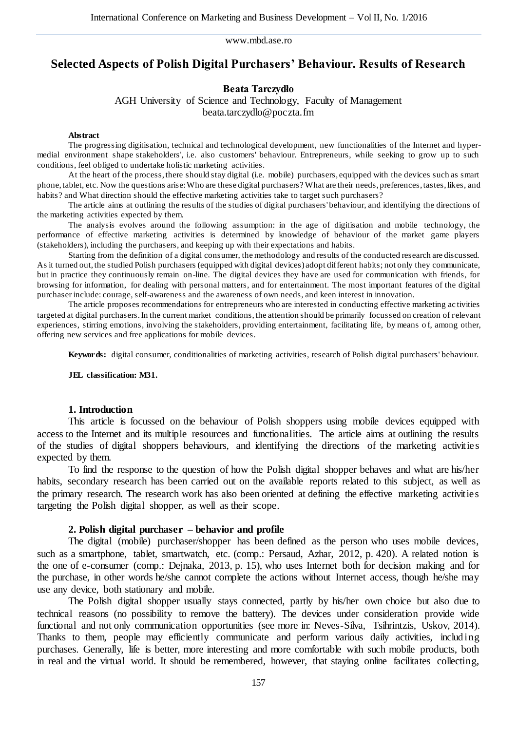# Selected Aspects of Polish Digital Purchasers' Behaviour. Results of Research

**Beata Tarczydło**
AGH University of Science and Technology, Faculty of Management
beata.tarczydlo@poczta.fm

**Abstract**

The progressing digitisation, technical and technological development, new functionalities of the Internet and hyper-medial environment shape stakeholders', i.e. also customers' behaviour. Entrepreneurs, while seeking to grow up to such conditions, feel obliged to undertake holistic marketing activities.

At the heart of the process, there should stay digital (i.e. mobile) purchasers, equipped with the devices such as smart phone, tablet, etc. Now the questions arise: Who are these digital purchasers? What are their needs, preferences, tastes, likes, and habits? and What direction should the effective marketing activities take to target such purchasers?

The article aims at outlining the results of the studies of digital purchasers' behaviour, and identifying the directions of the marketing activities expected by them.

The analysis evolves around the following assumption: in the age of digitisation and mobile technology, the performance of effective marketing activities is determined by knowledge of behaviour of the market game players (stakeholders), including the purchasers, and keeping up with their expectations and habits.

Starting from the definition of a digital consumer, the methodology and results of the conducted research are discussed. As it turned out, the studied Polish purchasers (equipped with digital devices) adopt different habits; not only they communicate, but in practice they continuously remain on-line. The digital devices they have are used for communication with friends, for browsing for information, for dealing with personal matters, and for entertainment. The most important features of the digital purchaser include: courage, self-awareness and the awareness of own needs, and keen interest in innovation.

The article proposes recommendations for entrepreneurs who are interested in conducting effective marketing activities targeted at digital purchasers. In the current market conditions, the attention should be primarily focussed on creation of relevant experiences, stirring emotions, involving the stakeholders, providing entertainment, facilitating life, by means of, among other, offering new services and free applications for mobile devices.

**Keywords:** digital consumer, conditionalities of marketing activities, research of Polish digital purchasers' behaviour.

**JEL classification: M31.**

## 1. Introduction

This article is focussed on the behaviour of Polish shoppers using mobile devices equipped with access to the Internet and its multiple resources and functionalities. The article aims at outlining the results of the studies of digital shoppers behaviours, and identifying the directions of the marketing activities expected by them.

To find the response to the question of how the Polish digital shopper behaves and what are his/her habits, secondary research has been carried out on the available reports related to this subject, as well as the primary research. The research work has also been oriented at defining the effective marketing activities targeting the Polish digital shopper, as well as their scope.

## 2. Polish digital purchaser – behavior and profile

The digital (mobile) purchaser/shopper has been defined as the person who uses mobile devices, such as a smartphone, tablet, smartwatch, etc. (comp.: Persaud, Azhar, 2012, p. 420). A related notion is the one of e-consumer (comp.: Dejnaka, 2013, p. 15), who uses Internet both for decision making and for the purchase, in other words he/she cannot complete the actions without Internet access, though he/she may use any device, both stationary and mobile.

The Polish digital shopper usually stays connected, partly by his/her own choice but also due to technical reasons (no possibility to remove the battery). The devices under consideration provide wide functional and not only communication opportunities (see more in: Neves-Silva, Tsihrintzis, Uskov, 2014). Thanks to them, people may efficiently communicate and perform various daily activities, including purchases. Generally, life is better, more interesting and more comfortable with such mobile products, both in real and the virtual world. It should be remembered, however, that staying online facilitates collecting,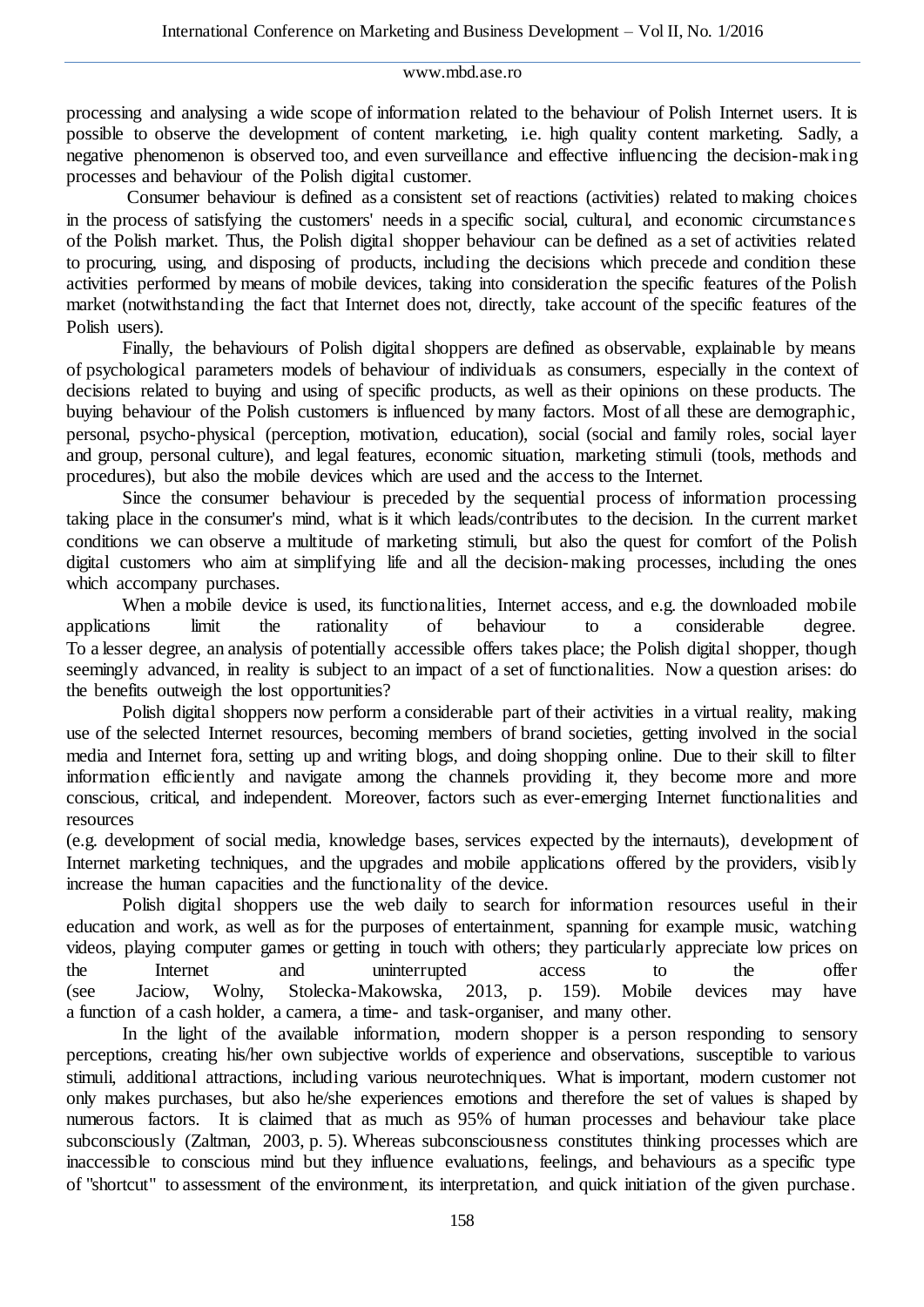processing and analysing a wide scope of information related to the behaviour of Polish Internet users. It is possible to observe the development of content marketing, i.e. high quality content marketing. Sadly, a negative phenomenon is observed too, and even surveillance and effective influencing the decision-making processes and behaviour of the Polish digital customer.

Consumer behaviour is defined as a consistent set of reactions (activities) related to making choices in the process of satisfying the customers' needs in a specific social, cultural, and economic circumstances of the Polish market. Thus, the Polish digital shopper behaviour can be defined as a set of activities related to procuring, using, and disposing of products, including the decisions which precede and condition these activities performed by means of mobile devices, taking into consideration the specific features of the Polish market (notwithstanding the fact that Internet does not, directly, take account of the specific features of the Polish users).

Finally, the behaviours of Polish digital shoppers are defined as observable, explainable by means of psychological parameters models of behaviour of individuals as consumers, especially in the context of decisions related to buying and using of specific products, as well as their opinions on these products. The buying behaviour of the Polish customers is influenced by many factors. Most of all these are demographic, personal, psycho-physical (perception, motivation, education), social (social and family roles, social layer and group, personal culture), and legal features, economic situation, marketing stimuli (tools, methods and procedures), but also the mobile devices which are used and the access to the Internet.

Since the consumer behaviour is preceded by the sequential process of information processing taking place in the consumer's mind, what is it which leads/contributes to the decision. In the current market conditions we can observe a multitude of marketing stimuli, but also the quest for comfort of the Polish digital customers who aim at simplifying life and all the decision-making processes, including the ones which accompany purchases.

When a mobile device is used, its functionalities, Internet access, and e.g. the downloaded mobile applications limit the rationality of behaviour to a considerable degree. To a lesser degree, an analysis of potentially accessible offers takes place; the Polish digital shopper, though seemingly advanced, in reality is subject to an impact of a set of functionalities. Now a question arises: do the benefits outweigh the lost opportunities?

Polish digital shoppers now perform a considerable part of their activities in a virtual reality, making use of the selected Internet resources, becoming members of brand societies, getting involved in the social media and Internet fora, setting up and writing blogs, and doing shopping online. Due to their skill to filter information efficiently and navigate among the channels providing it, they become more and more conscious, critical, and independent. Moreover, factors such as ever-emerging Internet functionalities and resources (e.g. development of social media, knowledge bases, services expected by the internauts), development of Internet marketing techniques, and the upgrades and mobile applications offered by the providers, visibly increase the human capacities and the functionality of the device.

Polish digital shoppers use the web daily to search for information resources useful in their education and work, as well as for the purposes of entertainment, spanning for example music, watching videos, playing computer games or getting in touch with others; they particularly appreciate low prices on the Internet and uninterrupted access to the offer (see Jaciow, Wolny, Stolecka-Makowska, 2013, p. 159). Mobile devices may have a function of a cash holder, a camera, a time- and task-organiser, and many other.

In the light of the available information, modern shopper is a person responding to sensory perceptions, creating his/her own subjective worlds of experience and observations, susceptible to various stimuli, additional attractions, including various neurotechniques. What is important, modern customer not only makes purchases, but also he/she experiences emotions and therefore the set of values is shaped by numerous factors. It is claimed that as much as 95% of human processes and behaviour take place subconsciously (Zaltman, 2003, p. 5). Whereas subconsciousness constitutes thinking processes which are inaccessible to conscious mind but they influence evaluations, feelings, and behaviours as a specific type of "shortcut" to assessment of the environment, its interpretation, and quick initiation of the given purchase.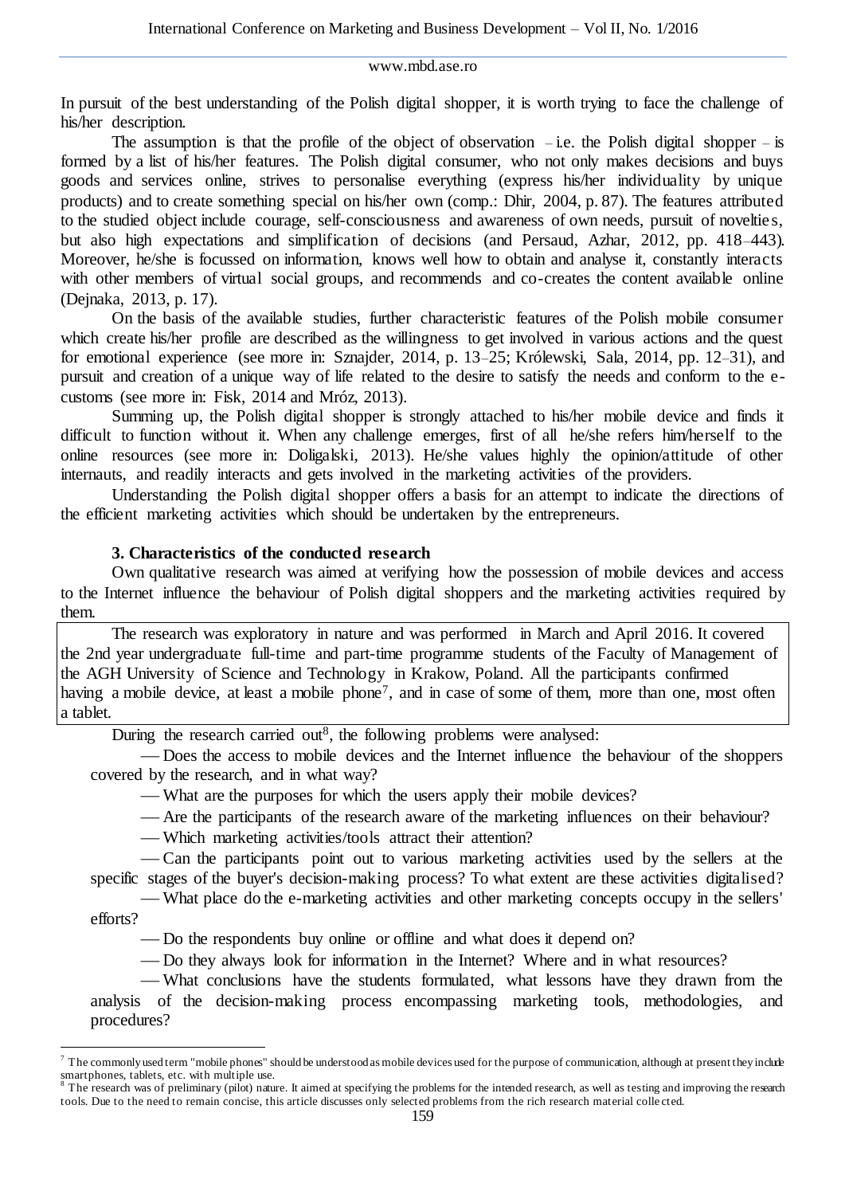In pursuit of the best understanding of the Polish digital shopper, it is worth trying to face the challenge of his/her description.

The assumption is that the profile of the object of observation – i.e. the Polish digital shopper – is formed by a list of his/her features. The Polish digital consumer, who not only makes decisions and buys goods and services online, strives to personalise everything (express his/her individuality by unique products) and to create something special on his/her own (comp.: Dhir, 2004, p. 87). The features attributed to the studied object include courage, self-consciousness and awareness of own needs, pursuit of novelties, but also high expectations and simplification of decisions (and Persaud, Azhar, 2012, pp. 418–443). Moreover, he/she is focussed on information, knows well how to obtain and analyse it, constantly interacts with other members of virtual social groups, and recommends and co-creates the content available online (Dejnaka, 2013, p. 17).

On the basis of the available studies, further characteristic features of the Polish mobile consumer which create his/her profile are described as the willingness to get involved in various actions and the quest for emotional experience (see more in: Sznajder, 2014, p. 13–25; Królewski, Sala, 2014, pp. 12–31), and pursuit and creation of a unique way of life related to the desire to satisfy the needs and conform to the e-customs (see more in: Fisk, 2014 and Mróz, 2013).

Summing up, the Polish digital shopper is strongly attached to his/her mobile device and finds it difficult to function without it. When any challenge emerges, first of all he/she refers him/herself to the online resources (see more in: Doligalski, 2013). He/she values highly the opinion/attitude of other internauts, and readily interacts and gets involved in the marketing activities of the providers.

Understanding the Polish digital shopper offers a basis for an attempt to indicate the directions of the efficient marketing activities which should be undertaken by the entrepreneurs.

## 3. Characteristics of the conducted research

Own qualitative research was aimed at verifying how the possession of mobile devices and access to the Internet influence the behaviour of Polish digital shoppers and the marketing activities required by them.

The research was exploratory in nature and was performed in March and April 2016. It covered the 2nd year undergraduate full-time and part-time programme students of the Faculty of Management of the AGH University of Science and Technology in Krakow, Poland. All the participants confirmed having a mobile device, at least a mobile phone[7], and in case of some of them, more than one, most often a tablet.

During the research carried out[8], the following problems were analysed:

- Does the access to mobile devices and the Internet influence the behaviour of the shoppers covered by the research, and in what way?
- What are the purposes for which the users apply their mobile devices?
- Are the participants of the research aware of the marketing influences on their behaviour?
- Which marketing activities/tools attract their attention?
- Can the participants point out to various marketing activities used by the sellers at the specific stages of the buyer's decision-making process? To what extent are these activities digitalised?
- What place do the e-marketing activities and other marketing concepts occupy in the sellers' efforts?
- Do the respondents buy online or offline and what does it depend on?
- Do they always look for information in the Internet? Where and in what resources?
- What conclusions have the students formulated, what lessons have they drawn from the analysis of the decision-making process encompassing marketing tools, methodologies, and procedures?

---

[7] The commonly used term "mobile phones" should be understood as mobile devices used for the purpose of communication, although at present they include smartphones, tablets, etc. with multiple use.

[8] The research was of preliminary (pilot) nature. It aimed at specifying the problems for the intended research, as well as testing and improving the research tools. Due to the need to remain concise, this article discusses only selected problems from the rich research material collected.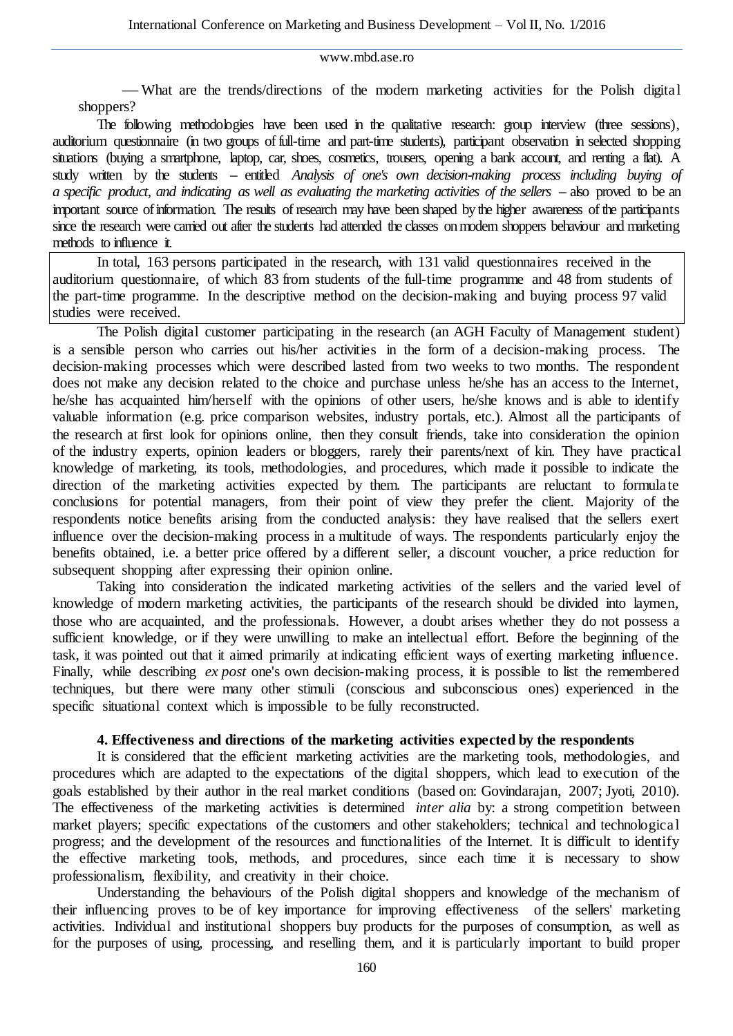— What are the trends/directions of the modern marketing activities for the Polish digital shoppers?

The following methodologies have been used in the qualitative research: group interview (three sessions), auditorium questionnaire (in two groups of full-time and part-time students), participant observation in selected shopping situations (buying a smartphone, laptop, car, shoes, cosmetics, trousers, opening a bank account, and renting a flat). A study written by the students – entitled *Analysis of one's own decision-making process including buying of a specific product, and indicating as well as evaluating the marketing activities of the sellers* – also proved to be an important source of information. The results of research may have been shaped by the higher awareness of the participants since the research were carried out after the students had attended the classes on modern shoppers behaviour and marketing methods to influence it.

In total, 163 persons participated in the research, with 131 valid questionnaires received in the auditorium questionnaire, of which 83 from students of the full-time programme and 48 from students of the part-time programme. In the descriptive method on the decision-making and buying process 97 valid studies were received.

The Polish digital customer participating in the research (an AGH Faculty of Management student) is a sensible person who carries out his/her activities in the form of a decision-making process. The decision-making processes which were described lasted from two weeks to two months. The respondent does not make any decision related to the choice and purchase unless he/she has an access to the Internet, he/she has acquainted him/herself with the opinions of other users, he/she knows and is able to identify valuable information (e.g. price comparison websites, industry portals, etc.). Almost all the participants of the research at first look for opinions online, then they consult friends, take into consideration the opinion of the industry experts, opinion leaders or bloggers, rarely their parents/next of kin. They have practical knowledge of marketing, its tools, methodologies, and procedures, which made it possible to indicate the direction of the marketing activities expected by them. The participants are reluctant to formulate conclusions for potential managers, from their point of view they prefer the client. Majority of the respondents notice benefits arising from the conducted analysis: they have realised that the sellers exert influence over the decision-making process in a multitude of ways. The respondents particularly enjoy the benefits obtained, i.e. a better price offered by a different seller, a discount voucher, a price reduction for subsequent shopping after expressing their opinion online.

Taking into consideration the indicated marketing activities of the sellers and the varied level of knowledge of modern marketing activities, the participants of the research should be divided into laymen, those who are acquainted, and the professionals. However, a doubt arises whether they do not possess a sufficient knowledge, or if they were unwilling to make an intellectual effort. Before the beginning of the task, it was pointed out that it aimed primarily at indicating efficient ways of exerting marketing influence. Finally, while describing *ex post* one's own decision-making process, it is possible to list the remembered techniques, but there were many other stimuli (conscious and subconscious ones) experienced in the specific situational context which is impossible to be fully reconstructed.

## 4. Effectiveness and directions of the marketing activities expected by the respondents

It is considered that the efficient marketing activities are the marketing tools, methodologies, and procedures which are adapted to the expectations of the digital shoppers, which lead to execution of the goals established by their author in the real market conditions (based on: Govindarajan, 2007; Jyoti, 2010). The effectiveness of the marketing activities is determined *inter alia* by: a strong competition between market players; specific expectations of the customers and other stakeholders; technical and technological progress; and the development of the resources and functionalities of the Internet. It is difficult to identify the effective marketing tools, methods, and procedures, since each time it is necessary to show professionalism, flexibility, and creativity in their choice.

Understanding the behaviours of the Polish digital shoppers and knowledge of the mechanism of their influencing proves to be of key importance for improving effectiveness of the sellers' marketing activities. Individual and institutional shoppers buy products for the purposes of consumption, as well as for the purposes of using, processing, and reselling them, and it is particularly important to build proper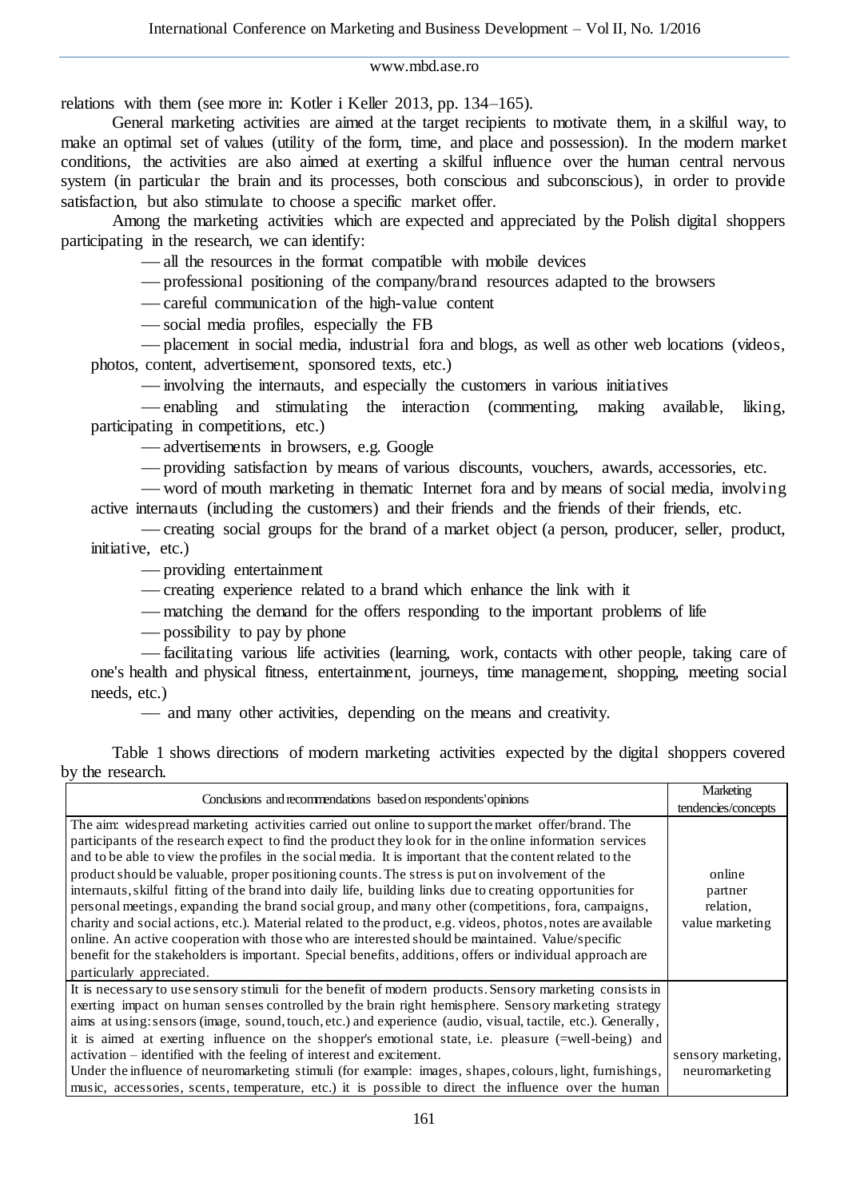relations with them (see more in: Kotler i Keller 2013, pp. 134–165).

General marketing activities are aimed at the target recipients to motivate them, in a skilful way, to make an optimal set of values (utility of the form, time, and place and possession). In the modern market conditions, the activities are also aimed at exerting a skilful influence over the human central nervous system (in particular the brain and its processes, both conscious and subconscious), in order to provide satisfaction, but also stimulate to choose a specific market offer.

Among the marketing activities which are expected and appreciated by the Polish digital shoppers participating in the research, we can identify:

- all the resources in the format compatible with mobile devices
- professional positioning of the company/brand resources adapted to the browsers
- careful communication of the high-value content
- social media profiles, especially the FB
- placement in social media, industrial fora and blogs, as well as other web locations (videos, photos, content, advertisement, sponsored texts, etc.)
- involving the internauts, and especially the customers in various initiatives
- enabling and stimulating the interaction (commenting, making available, liking, participating in competitions, etc.)
- advertisements in browsers, e.g. Google
- providing satisfaction by means of various discounts, vouchers, awards, accessories, etc.
- word of mouth marketing in thematic Internet fora and by means of social media, involving active internauts (including the customers) and their friends and the friends of their friends, etc.
- creating social groups for the brand of a market object (a person, producer, seller, product, initiative, etc.)
- providing entertainment
- creating experience related to a brand which enhance the link with it
- matching the demand for the offers responding to the important problems of life
- possibility to pay by phone
- facilitating various life activities (learning, work, contacts with other people, taking care of one's health and physical fitness, entertainment, journeys, time management, shopping, meeting social needs, etc.)
- and many other activities, depending on the means and creativity.

Table 1 shows directions of modern marketing activities expected by the digital shoppers covered by the research.

| Conclusions and recommendations based on respondents' opinions | Marketing tendencies/concepts |
|---|---|
| The aim: widespread marketing activities carried out online to support the market offer/brand. The participants of the research expect to find the product they look for in the online information services and to be able to view the profiles in the social media. It is important that the content related to the product should be valuable, proper positioning counts. The stress is put on involvement of the internauts, skilful fitting of the brand into daily life, building links due to creating opportunities for personal meetings, expanding the brand social group, and many other (competitions, fora, campaigns, charity and social actions, etc.). Material related to the product, e.g. videos, photos, notes are available online. An active cooperation with those who are interested should be maintained. Value/specific benefit for the stakeholders is important. Special benefits, additions, offers or individual approach are particularly appreciated. | online partner relation, value marketing |
| It is necessary to use sensory stimuli for the benefit of modern products. Sensory marketing consists in exerting impact on human senses controlled by the brain right hemisphere. Sensory marketing strategy aims at using: sensors (image, sound, touch, etc.) and experience (audio, visual, tactile, etc.). Generally, it is aimed at exerting influence on the shopper's emotional state, i.e. pleasure (=well-being) and activation – identified with the feeling of interest and excitement. Under the influence of neuromarketing stimuli (for example: images, shapes, colours, light, furnishings, music, accessories, scents, temperature, etc.) it is possible to direct the influence over the human | sensory marketing, neuromarketing |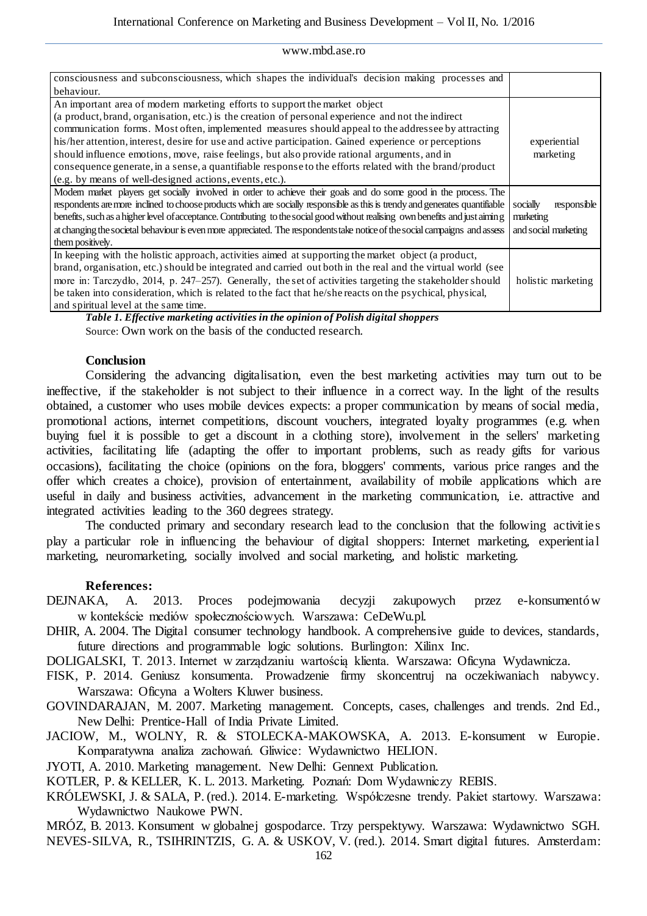| | |
|---|---|
| consciousness and subconsciousness, which shapes the individual's decision making processes and behaviour. | |
| An important area of modern marketing efforts to support the market object (a product, brand, organisation, etc.) is the creation of personal experience and not the indirect communication forms. Most often, implemented measures should appeal to the addressee by attracting his/her attention, interest, desire for use and active participation. Gained experience or perceptions should influence emotions, move, raise feelings, but also provide rational arguments, and in consequence generate, in a sense, a quantifiable response to the efforts related with the brand/product (e.g. by means of well-designed actions, events, etc.). | experiential marketing |
| Modern market players get socially involved in order to achieve their goals and do some good in the process. The respondents are more inclined to choose products which are socially responsible as this is trendy and generates quantifiable benefits, such as a higher level of acceptance. Contributing to the social good without realising own benefits and just aiming at changing the societal behaviour is even more appreciated. The respondents take notice of the social campaigns and assess them positively. | socially responsible marketing and social marketing |
| In keeping with the holistic approach, activities aimed at supporting the market object (a product, brand, organisation, etc.) should be integrated and carried out both in the real and the virtual world (see more in: Tarczydło, 2014, p. 247–257). Generally, the set of activities targeting the stakeholder should be taken into consideration, which is related to the fact that he/she reacts on the psychical, physical, and spiritual level at the same time. | holistic marketing |

***Table 1. Effective marketing activities in the opinion of Polish digital shoppers***

Source: Own work on the basis of the conducted research.

**Conclusion**

Considering the advancing digitalisation, even the best marketing activities may turn out to be ineffective, if the stakeholder is not subject to their influence in a correct way. In the light of the results obtained, a customer who uses mobile devices expects: a proper communication by means of social media, promotional actions, internet competitions, discount vouchers, integrated loyalty programmes (e.g. when buying fuel it is possible to get a discount in a clothing store), involvement in the sellers' marketing activities, facilitating life (adapting the offer to important problems, such as ready gifts for various occasions), facilitating the choice (opinions on the fora, bloggers' comments, various price ranges and the offer which creates a choice), provision of entertainment, availability of mobile applications which are useful in daily and business activities, advancement in the marketing communication, i.e. attractive and integrated activities leading to the 360 degrees strategy.

The conducted primary and secondary research lead to the conclusion that the following activities play a particular role in influencing the behaviour of digital shoppers: Internet marketing, experiential marketing, neuromarketing, socially involved and social marketing, and holistic marketing.

**References:**

DEJNAKA, A. 2013. Proces podejmowania decyzji zakupowych przez e-konsumentów w kontekście mediów społecznościowych. Warszawa: CeDeWu.pl.

DHIR, A. 2004. The Digital consumer technology handbook. A comprehensive guide to devices, standards, future directions and programmable logic solutions. Burlington: Xilinx Inc.

DOLIGALSKI, T. 2013. Internet w zarządzaniu wartością klienta. Warszawa: Oficyna Wydawnicza.

FISK, P. 2014. Geniusz konsumenta. Prowadzenie firmy skoncentruj na oczekiwaniach nabywcy. Warszawa: Oficyna a Wolters Kluwer business.

GOVINDARAJAN, M. 2007. Marketing management. Concepts, cases, challenges and trends. 2nd Ed., New Delhi: Prentice-Hall of India Private Limited.

JACIOW, M., WOLNY, R. & STOLECKA-MAKOWSKA, A. 2013. E-konsument w Europie. Komparatywna analiza zachowań. Gliwice: Wydawnictwo HELION.

JYOTI, A. 2010. Marketing management. New Delhi: Gennext Publication.

KOTLER, P. & KELLER, K. L. 2013. Marketing. Poznań: Dom Wydawniczy REBIS.

KRÓLEWSKI, J. & SALA, P. (red.). 2014. E-marketing. Współczesne trendy. Pakiet startowy. Warszawa: Wydawnictwo Naukowe PWN.

MRÓZ, B. 2013. Konsument w globalnej gospodarce. Trzy perspektywy. Warszawa: Wydawnictwo SGH.

NEVES-SILVA, R., TSIHRINTZIS, G. A. & USKOV, V. (red.). 2014. Smart digital futures. Amsterdam: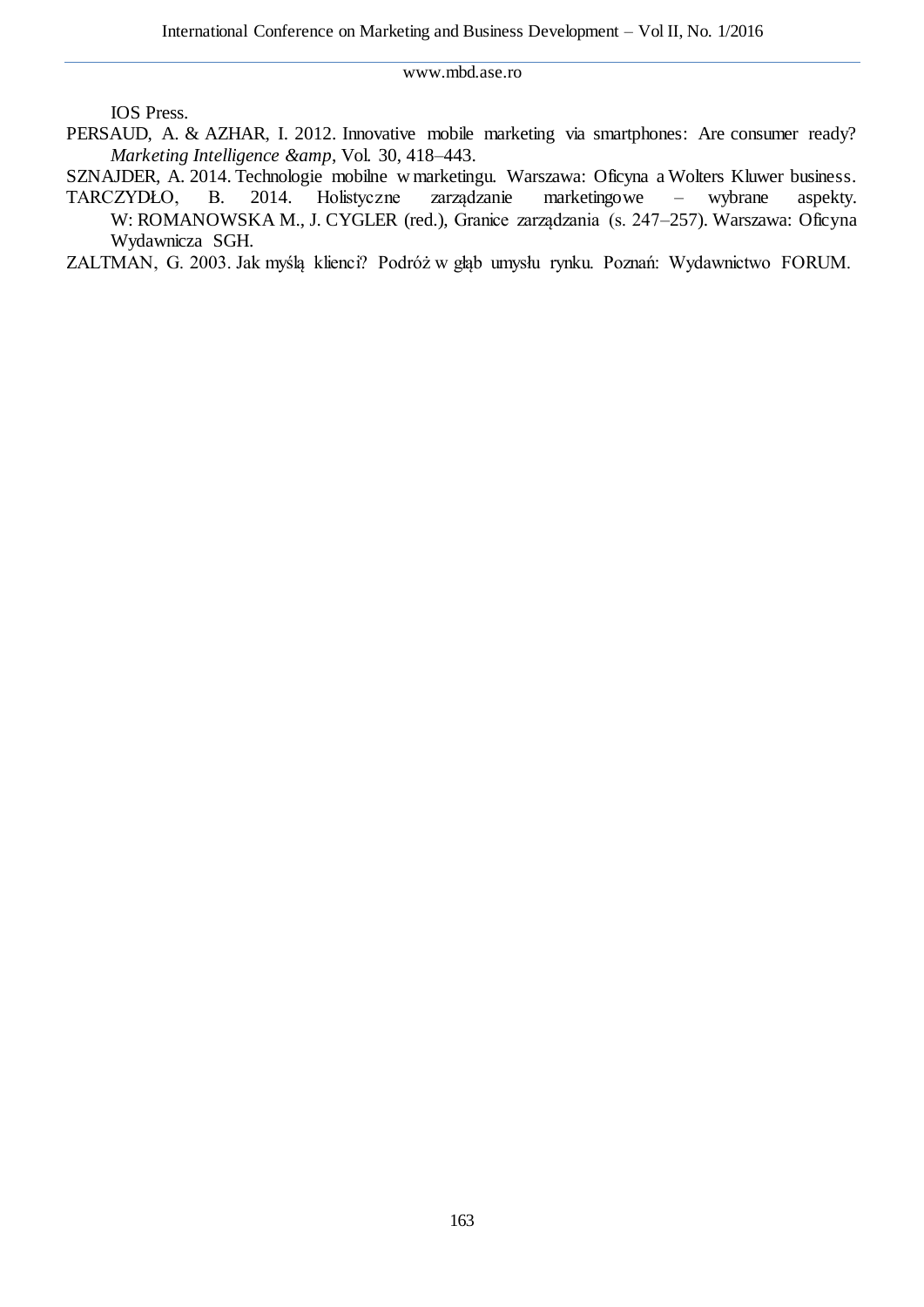IOS Press.

PERSAUD, A. & AZHAR, I. 2012. Innovative mobile marketing via smartphones: Are consumer ready? *Marketing Intelligence &amp*, Vol. 30, 418–443.

SZNAJDER, A. 2014. Technologie mobilne w marketingu. Warszawa: Oficyna a Wolters Kluwer business.

TARCZYDŁO, B. 2014. Holistyczne zarządzanie marketingowe – wybrane aspekty. W: ROMANOWSKA M., J. CYGLER (red.), Granice zarządzania (s. 247–257). Warszawa: Oficyna Wydawnicza SGH.

ZALTMAN, G. 2003. Jak myślą klienci? Podróż w głąb umysłu rynku. Poznań: Wydawnictwo FORUM.